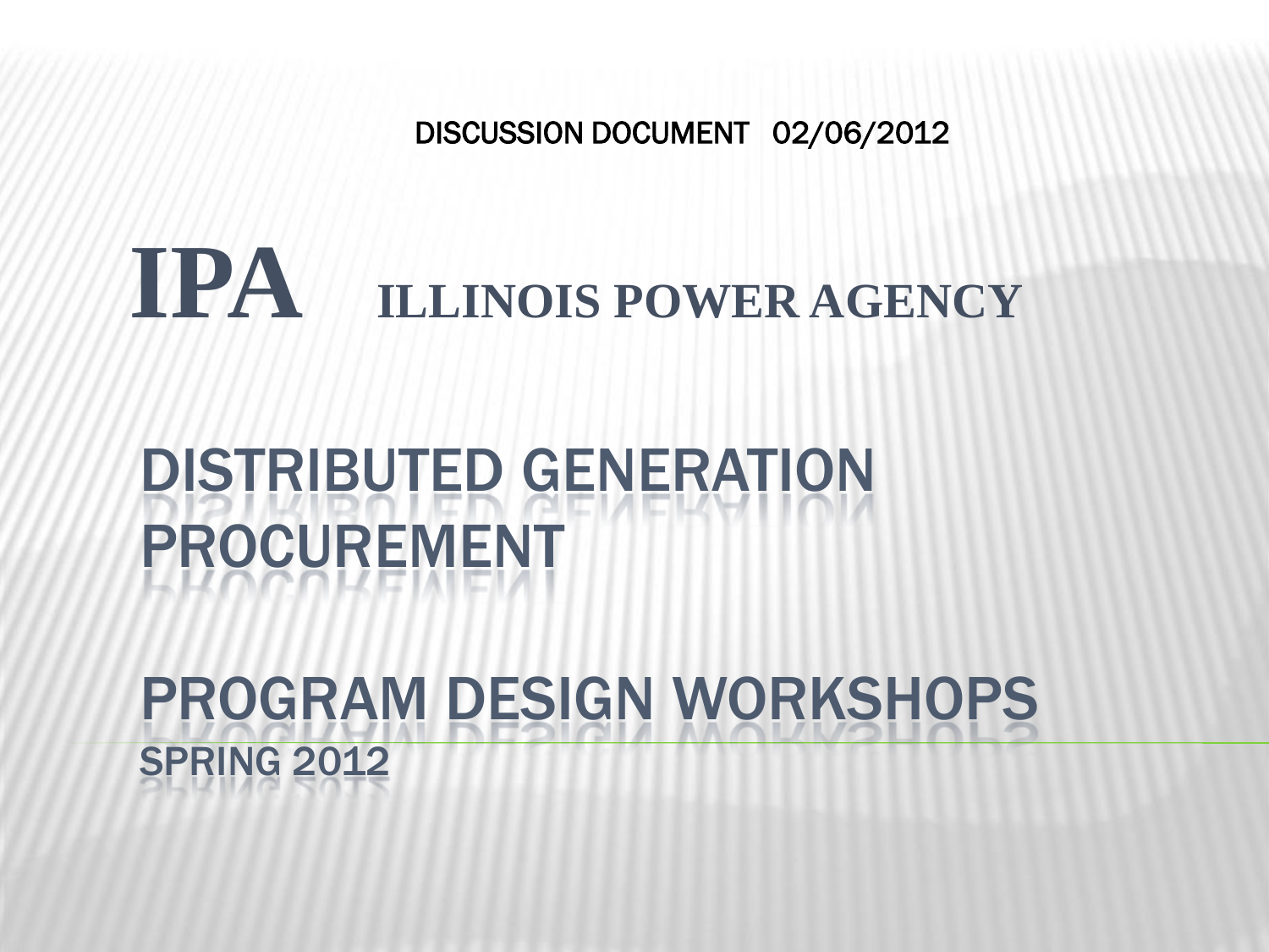DISCUSSION DOCUMENT 02/06/2012

# IPA ILLINOIS POWER AGENCY

# DISTRIBUTED GENERATION PROCUREMENT

# PROGRAM DESIGN WORKSHOPS

## SPRING 2012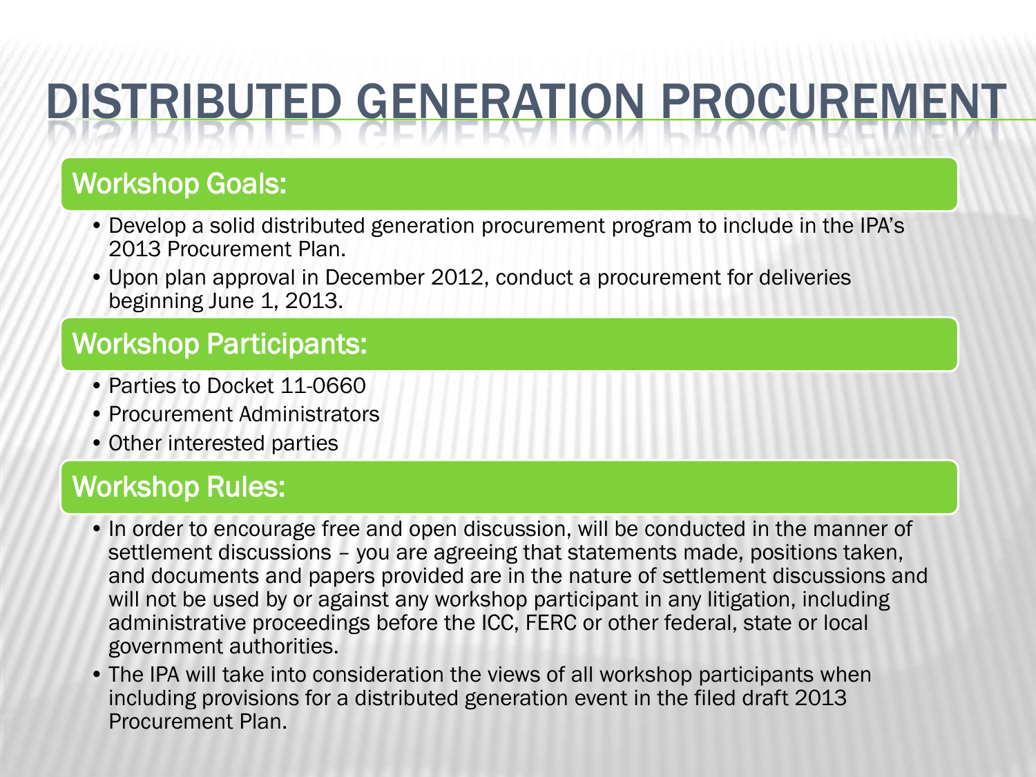# DISTRIBUTED GENERATION PROCUREMENT

## Workshop Goals:

- Develop a solid distributed generation procurement program to include in the IPA's 2013 Procurement Plan.
- Upon plan approval in December 2012, conduct a procurement for deliveries beginning June 1, 2013.

## Workshop Participants:

- Parties to Docket 11-0660
- Procurement Administrators
- Other interested parties

## Workshop Rules:

- In order to encourage free and open discussion, will be conducted in the manner of settlement discussions – you are agreeing that statements made, positions taken, and documents and papers provided are in the nature of settlement discussions and will not be used by or against any workshop participant in any litigation, including administrative proceedings before the ICC, FERC or other federal, state or local government authorities.
- The IPA will take into consideration the views of all workshop participants when including provisions for a distributed generation event in the filed draft 2013 Procurement Plan.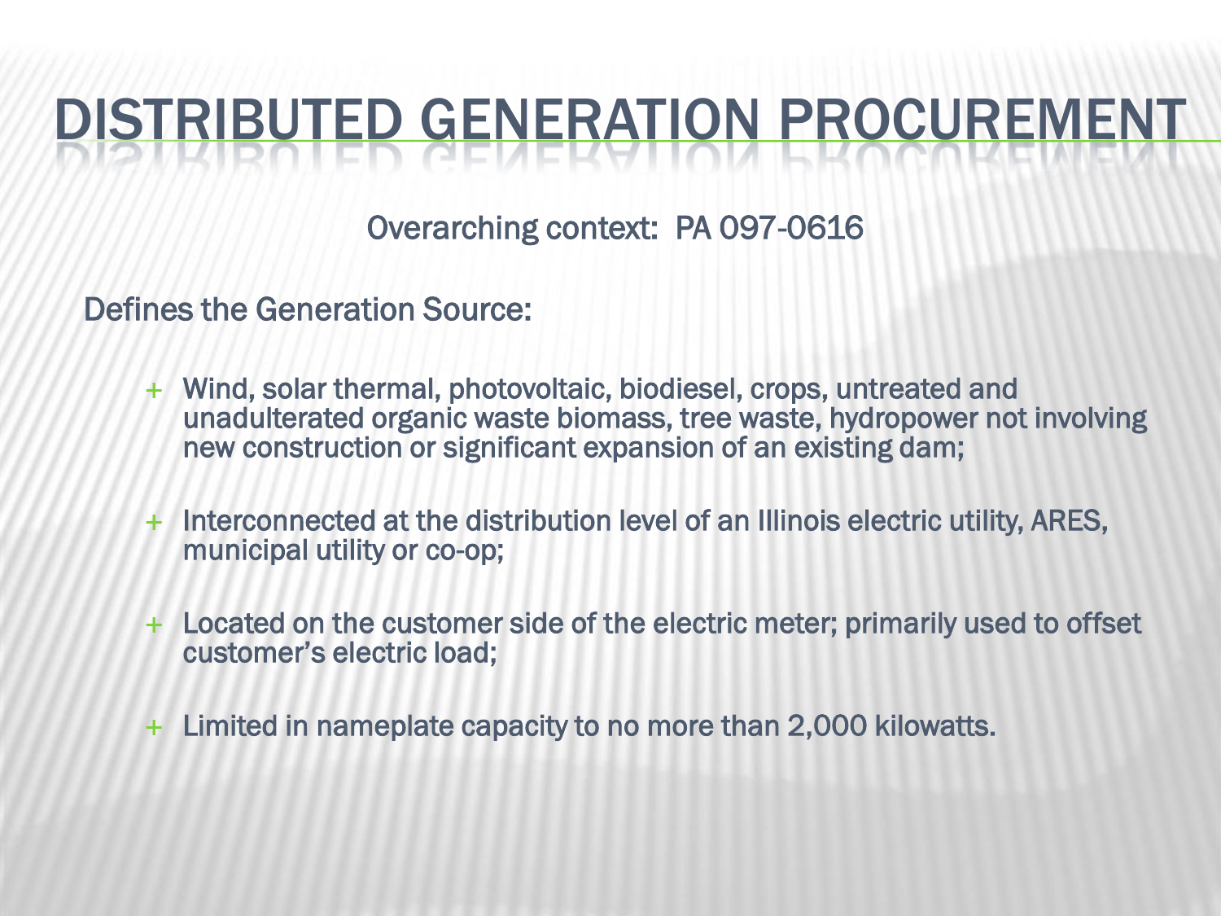# DISTRIBUTED GENERATION PROCUREMENT

Overarching context: PA 097-0616

Defines the Generation Source:

- Wind, solar thermal, photovoltaic, biodiesel, crops, untreated and unadulterated organic waste biomass, tree waste, hydropower not involving new construction or significant expansion of an existing dam;
- Interconnected at the distribution level of an Illinois electric utility, ARES, municipal utility or co-op;
- Located on the customer side of the electric meter; primarily used to offset customer's electric load;
- Limited in nameplate capacity to no more than 2,000 kilowatts.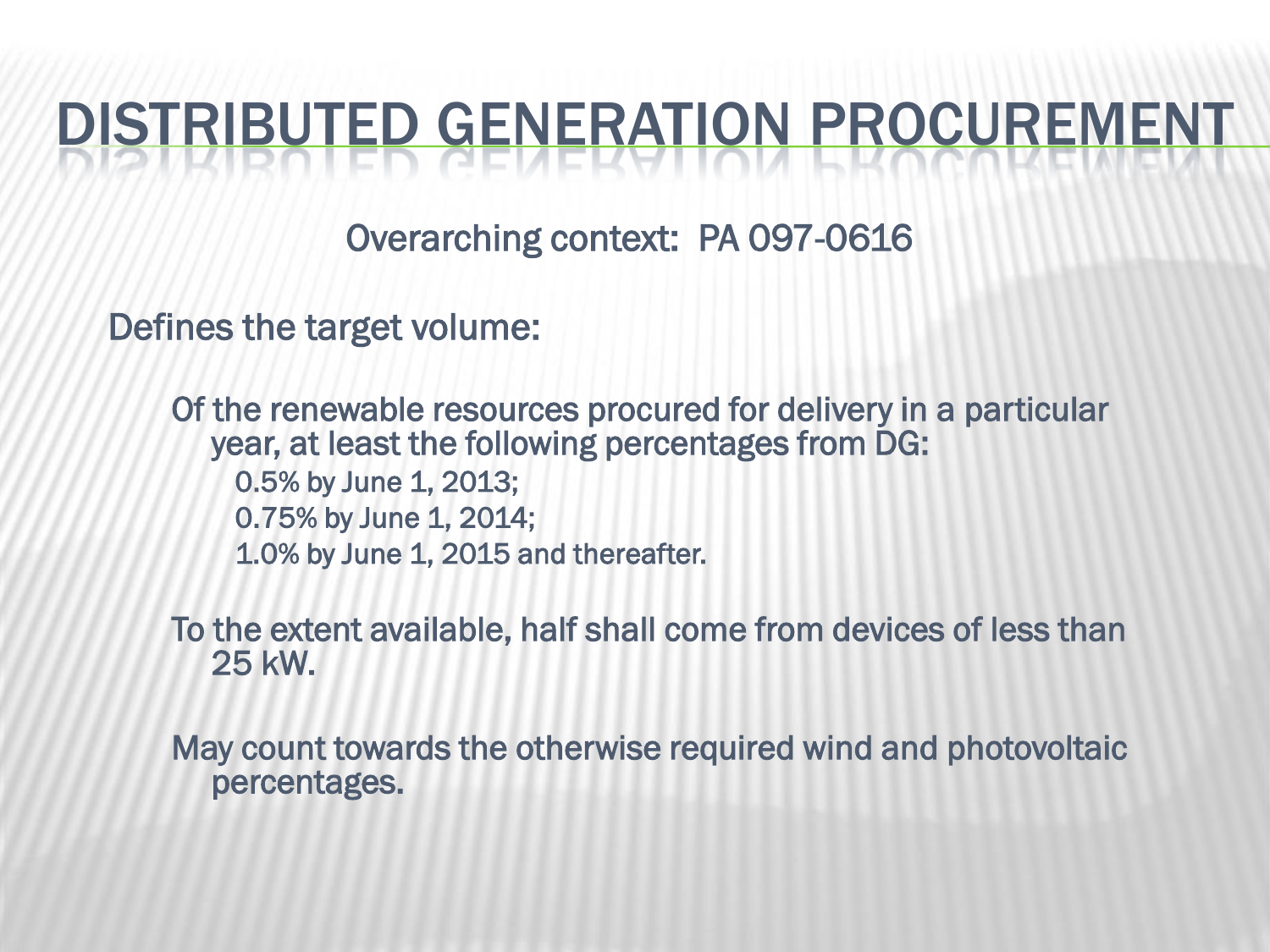# DISTRIBUTED GENERATION PROCUREMENT

Overarching context: PA 097-0616

Defines the target volume:

- Of the renewable resources procured for delivery in a particular year, at least the following percentages from DG:
  - 0.5% by June 1, 2013;
  - 0.75% by June 1, 2014;
  - 1.0% by June 1, 2015 and thereafter.
- To the extent available, half shall come from devices of less than 25 kW.
- May count towards the otherwise required wind and photovoltaic percentages.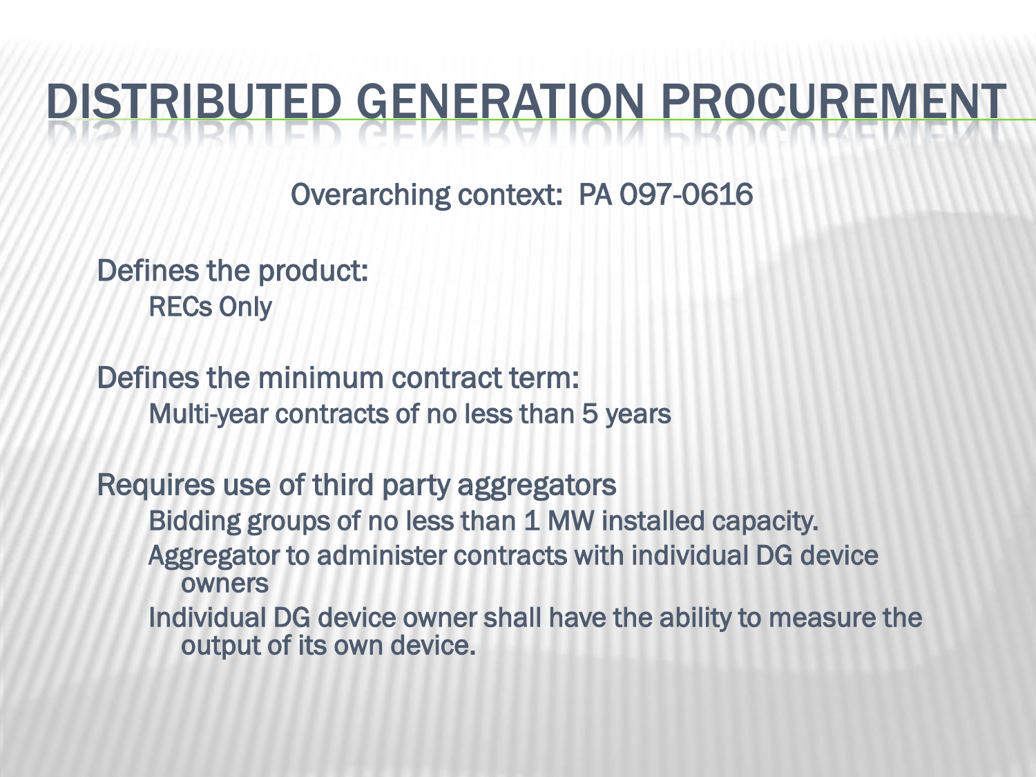# DISTRIBUTED GENERATION PROCUREMENT

Overarching context: PA 097-0616

Defines the product:

- RECs Only

Defines the minimum contract term:

- Multi-year contracts of no less than 5 years

Requires use of third party aggregators

- Bidding groups of no less than 1 MW installed capacity.
- Aggregator to administer contracts with individual DG device owners
- Individual DG device owner shall have the ability to measure the output of its own device.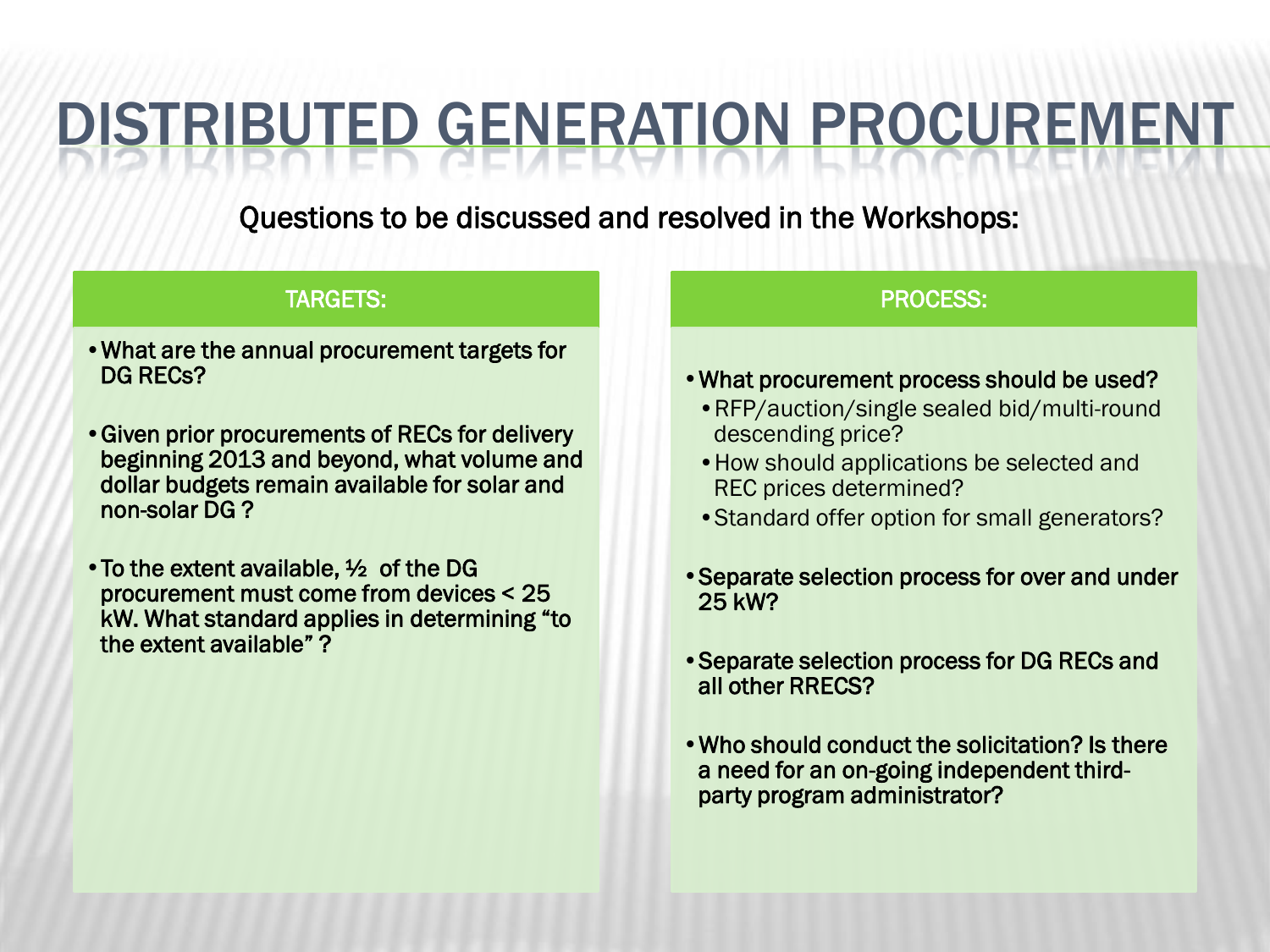# DISTRIBUTED GENERATION PROCUREMENT

Questions to be discussed and resolved in the Workshops:

## TARGETS:

- What are the annual procurement targets for DG RECs?
- Given prior procurements of RECs for delivery beginning 2013 and beyond, what volume and dollar budgets remain available for solar and non-solar DG ?
- To the extent available, ½ of the DG procurement must come from devices < 25 kW. What standard applies in determining "to the extent available" ?

## PROCESS:

- What procurement process should be used?
  - RFP/auction/single sealed bid/multi-round descending price?
  - How should applications be selected and REC prices determined?
  - Standard offer option for small generators?
- Separate selection process for over and under 25 kW?
- Separate selection process for DG RECs and all other RRECS?
- Who should conduct the solicitation? Is there a need for an on-going independent third-party program administrator?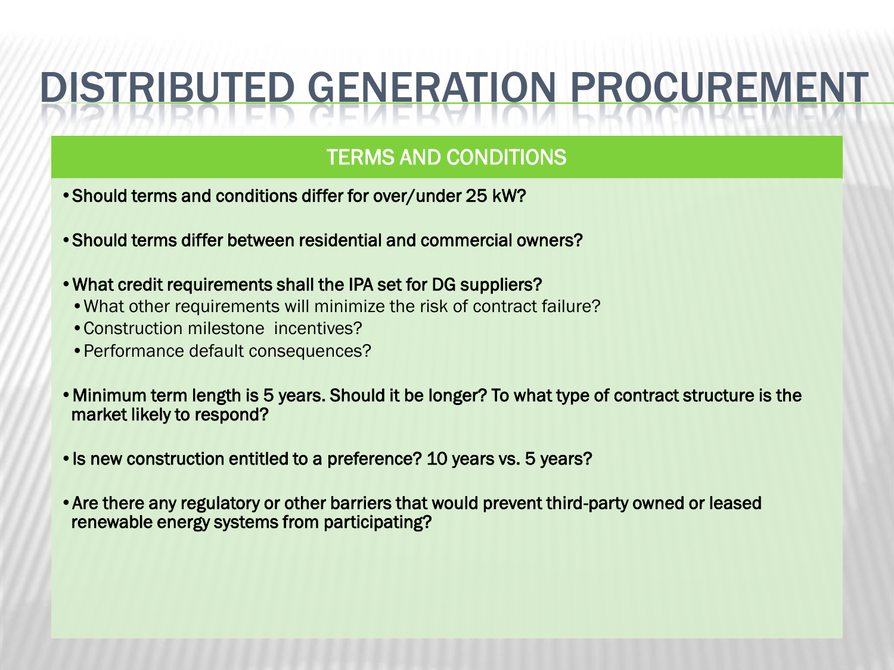# DISTRIBUTED GENERATION PROCUREMENT

## TERMS AND CONDITIONS

- **Should terms and conditions differ for over/under 25 kW?**
- **Should terms differ between residential and commercial owners?**
- **What credit requirements shall the IPA set for DG suppliers?**
  - What other requirements will minimize the risk of contract failure?
  - Construction milestone incentives?
  - Performance default consequences?
- **Minimum term length is 5 years. Should it be longer? To what type of contract structure is the market likely to respond?**
- **Is new construction entitled to a preference? 10 years vs. 5 years?**
- **Are there any regulatory or other barriers that would prevent third-party owned or leased renewable energy systems from participating?**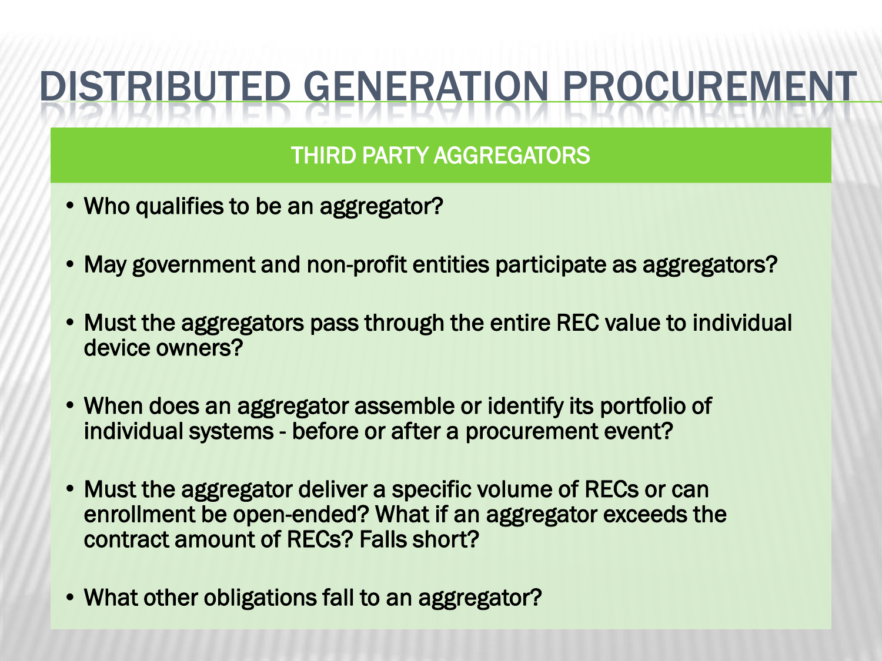# DISTRIBUTED GENERATION PROCUREMENT

## THIRD PARTY AGGREGATORS

- Who qualifies to be an aggregator?
- May government and non-profit entities participate as aggregators?
- Must the aggregators pass through the entire REC value to individual device owners?
- When does an aggregator assemble or identify its portfolio of individual systems - before or after a procurement event?
- Must the aggregator deliver a specific volume of RECs or can enrollment be open-ended? What if an aggregator exceeds the contract amount of RECs? Falls short?
- What other obligations fall to an aggregator?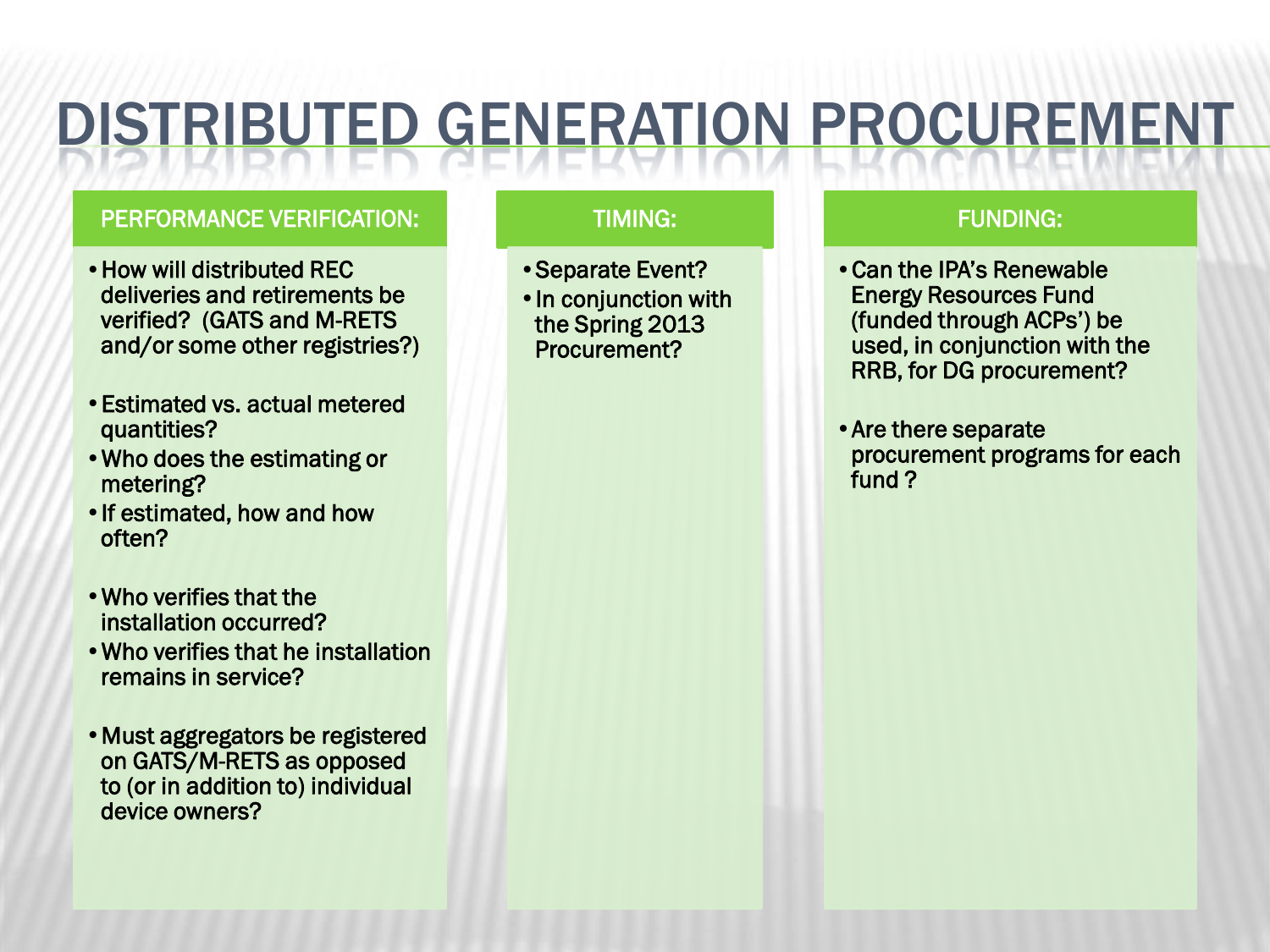# DISTRIBUTED GENERATION PROCUREMENT

## PERFORMANCE VERIFICATION:

- How will distributed REC deliveries and retirements be verified? (GATS and M-RETS and/or some other registries?)

- Estimated vs. actual metered quantities?
- Who does the estimating or metering?
- If estimated, how and how often?

- Who verifies that the installation occurred?
- Who verifies that he installation remains in service?

- Must aggregators be registered on GATS/M-RETS as opposed to (or in addition to) individual device owners?

## TIMING:

- Separate Event?
- In conjunction with the Spring 2013 Procurement?

## FUNDING:

- Can the IPA's Renewable Energy Resources Fund (funded through ACPs') be used, in conjunction with the RRB, for DG procurement?

- Are there separate procurement programs for each fund ?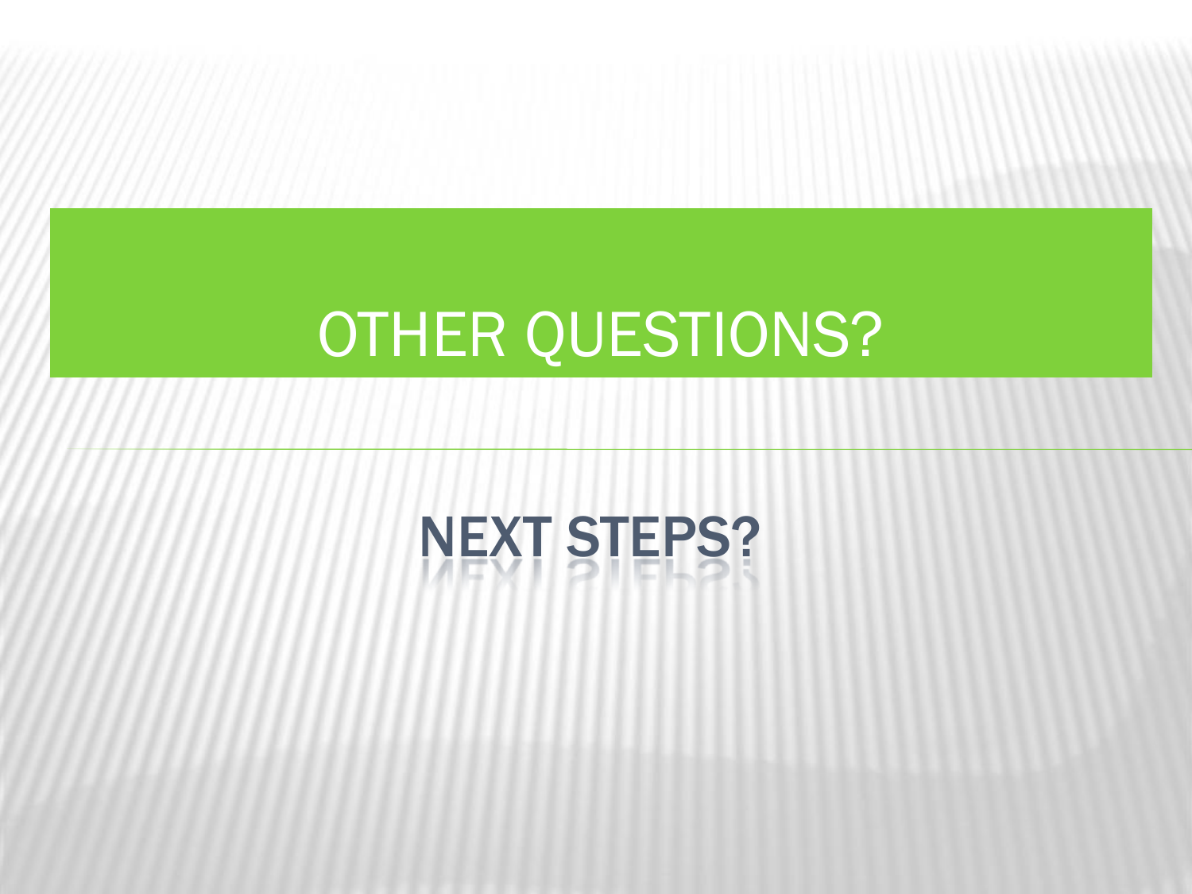# OTHER QUESTIONS?

## NEXT STEPS?